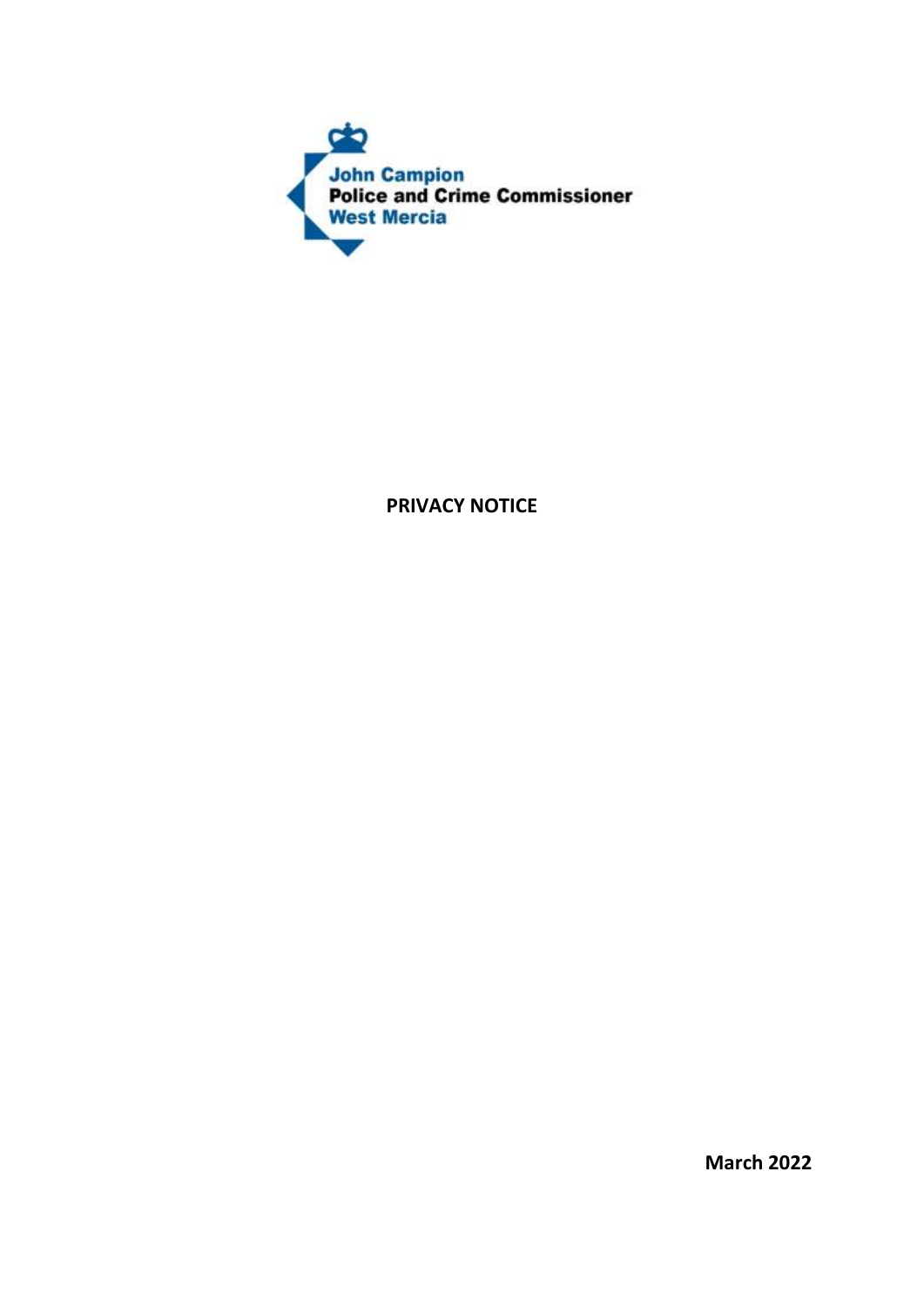John Campion
Police and Crime Commissioner
West Mercia

# PRIVACY NOTICE

**March 2022**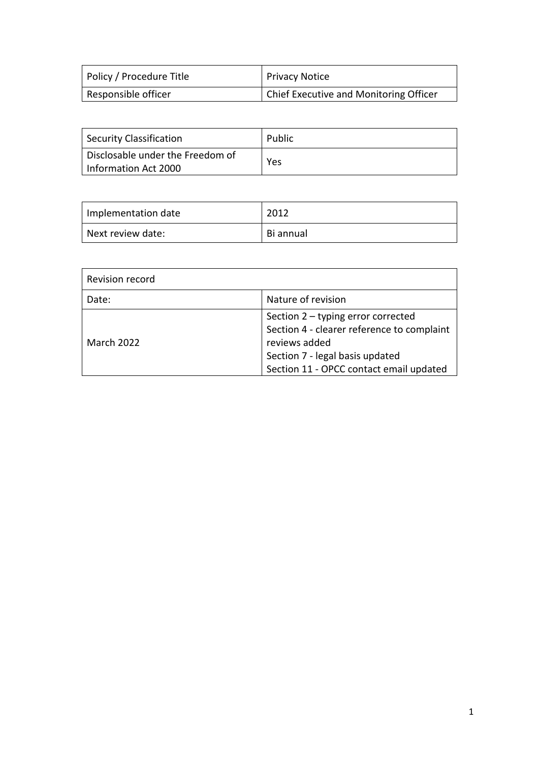| Policy / Procedure Title | Privacy Notice |
| --- | --- |
| Responsible officer | Chief Executive and Monitoring Officer |

| Security Classification | Public |
| --- | --- |
| Disclosable under the Freedom of Information Act 2000 | Yes |

| Implementation date | 2012 |
| --- | --- |
| Next review date: | Bi annual |

| Revision record | |
| --- | --- |
| Date: | Nature of revision |
| March 2022 | Section 2 – typing error corrected<br>Section 4 - clearer reference to complaint reviews added<br>Section 7 - legal basis updated<br>Section 11 - OPCC contact email updated |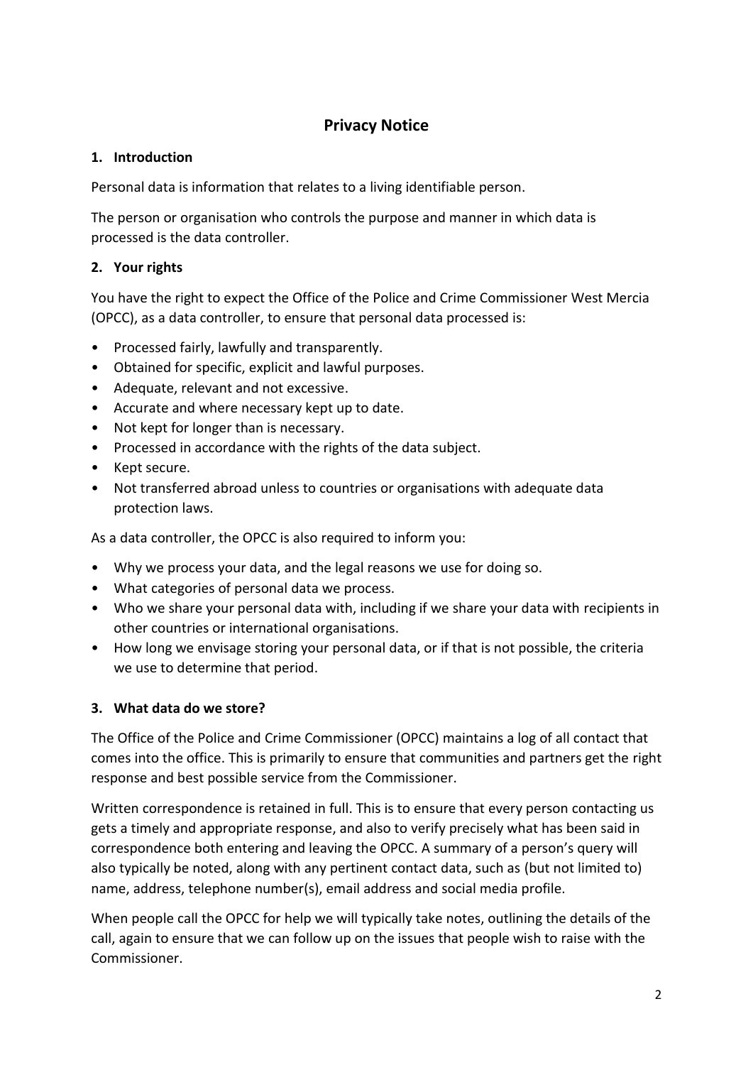# Privacy Notice

## 1. Introduction

Personal data is information that relates to a living identifiable person.

The person or organisation who controls the purpose and manner in which data is processed is the data controller.

## 2. Your rights

You have the right to expect the Office of the Police and Crime Commissioner West Mercia (OPCC), as a data controller, to ensure that personal data processed is:

- Processed fairly, lawfully and transparently.
- Obtained for specific, explicit and lawful purposes.
- Adequate, relevant and not excessive.
- Accurate and where necessary kept up to date.
- Not kept for longer than is necessary.
- Processed in accordance with the rights of the data subject.
- Kept secure.
- Not transferred abroad unless to countries or organisations with adequate data protection laws.

As a data controller, the OPCC is also required to inform you:

- Why we process your data, and the legal reasons we use for doing so.
- What categories of personal data we process.
- Who we share your personal data with, including if we share your data with recipients in other countries or international organisations.
- How long we envisage storing your personal data, or if that is not possible, the criteria we use to determine that period.

## 3. What data do we store?

The Office of the Police and Crime Commissioner (OPCC) maintains a log of all contact that comes into the office. This is primarily to ensure that communities and partners get the right response and best possible service from the Commissioner.

Written correspondence is retained in full. This is to ensure that every person contacting us gets a timely and appropriate response, and also to verify precisely what has been said in correspondence both entering and leaving the OPCC. A summary of a person's query will also typically be noted, along with any pertinent contact data, such as (but not limited to) name, address, telephone number(s), email address and social media profile.

When people call the OPCC for help we will typically take notes, outlining the details of the call, again to ensure that we can follow up on the issues that people wish to raise with the Commissioner.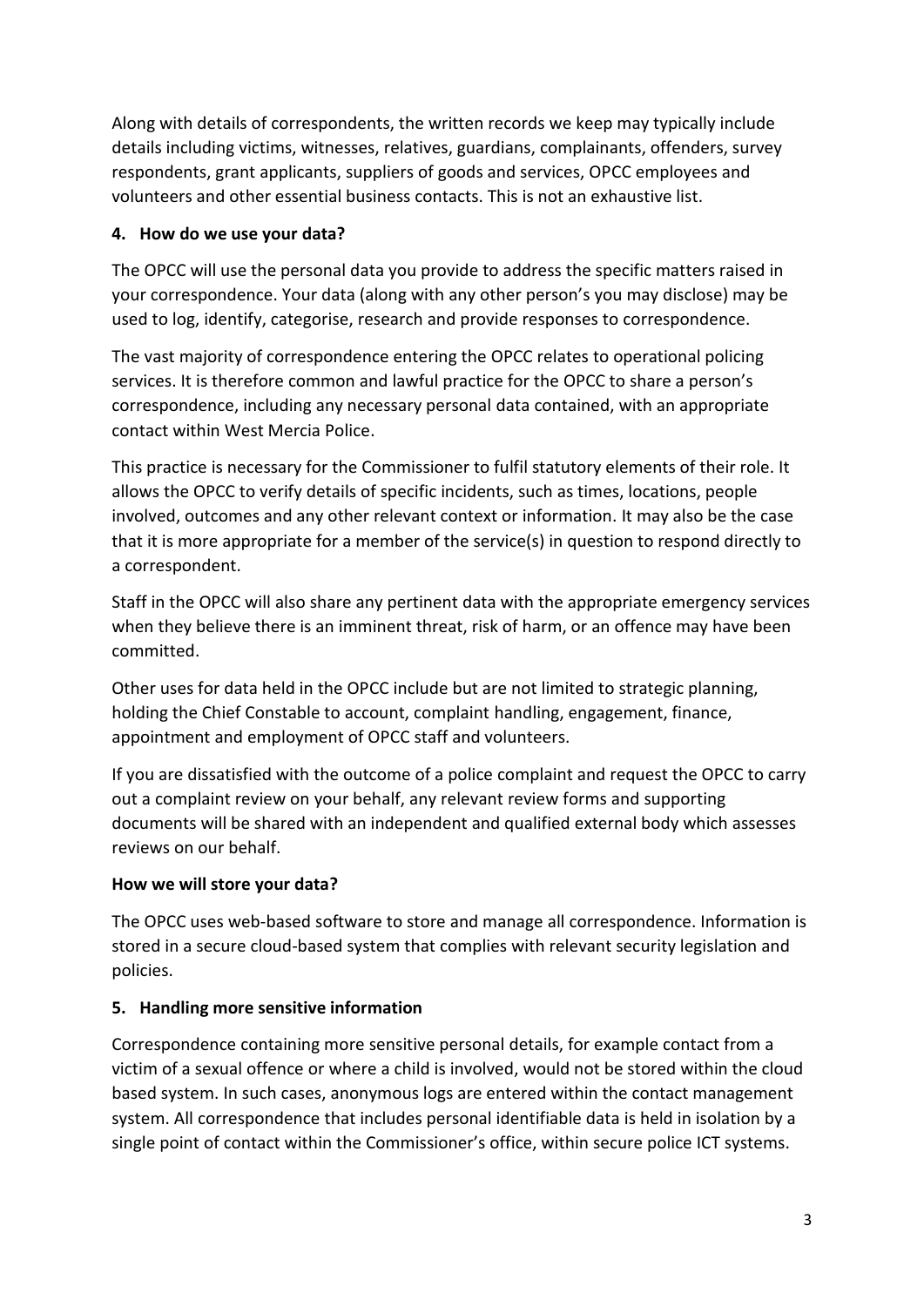Along with details of correspondents, the written records we keep may typically include details including victims, witnesses, relatives, guardians, complainants, offenders, survey respondents, grant applicants, suppliers of goods and services, OPCC employees and volunteers and other essential business contacts. This is not an exhaustive list.

## 4. How do we use your data?

The OPCC will use the personal data you provide to address the specific matters raised in your correspondence. Your data (along with any other person's you may disclose) may be used to log, identify, categorise, research and provide responses to correspondence.

The vast majority of correspondence entering the OPCC relates to operational policing services. It is therefore common and lawful practice for the OPCC to share a person's correspondence, including any necessary personal data contained, with an appropriate contact within West Mercia Police.

This practice is necessary for the Commissioner to fulfil statutory elements of their role. It allows the OPCC to verify details of specific incidents, such as times, locations, people involved, outcomes and any other relevant context or information. It may also be the case that it is more appropriate for a member of the service(s) in question to respond directly to a correspondent.

Staff in the OPCC will also share any pertinent data with the appropriate emergency services when they believe there is an imminent threat, risk of harm, or an offence may have been committed.

Other uses for data held in the OPCC include but are not limited to strategic planning, holding the Chief Constable to account, complaint handling, engagement, finance, appointment and employment of OPCC staff and volunteers.

If you are dissatisfied with the outcome of a police complaint and request the OPCC to carry out a complaint review on your behalf, any relevant review forms and supporting documents will be shared with an independent and qualified external body which assesses reviews on our behalf.

## How we will store your data?

The OPCC uses web-based software to store and manage all correspondence. Information is stored in a secure cloud-based system that complies with relevant security legislation and policies.

## 5. Handling more sensitive information

Correspondence containing more sensitive personal details, for example contact from a victim of a sexual offence or where a child is involved, would not be stored within the cloud based system. In such cases, anonymous logs are entered within the contact management system. All correspondence that includes personal identifiable data is held in isolation by a single point of contact within the Commissioner's office, within secure police ICT systems.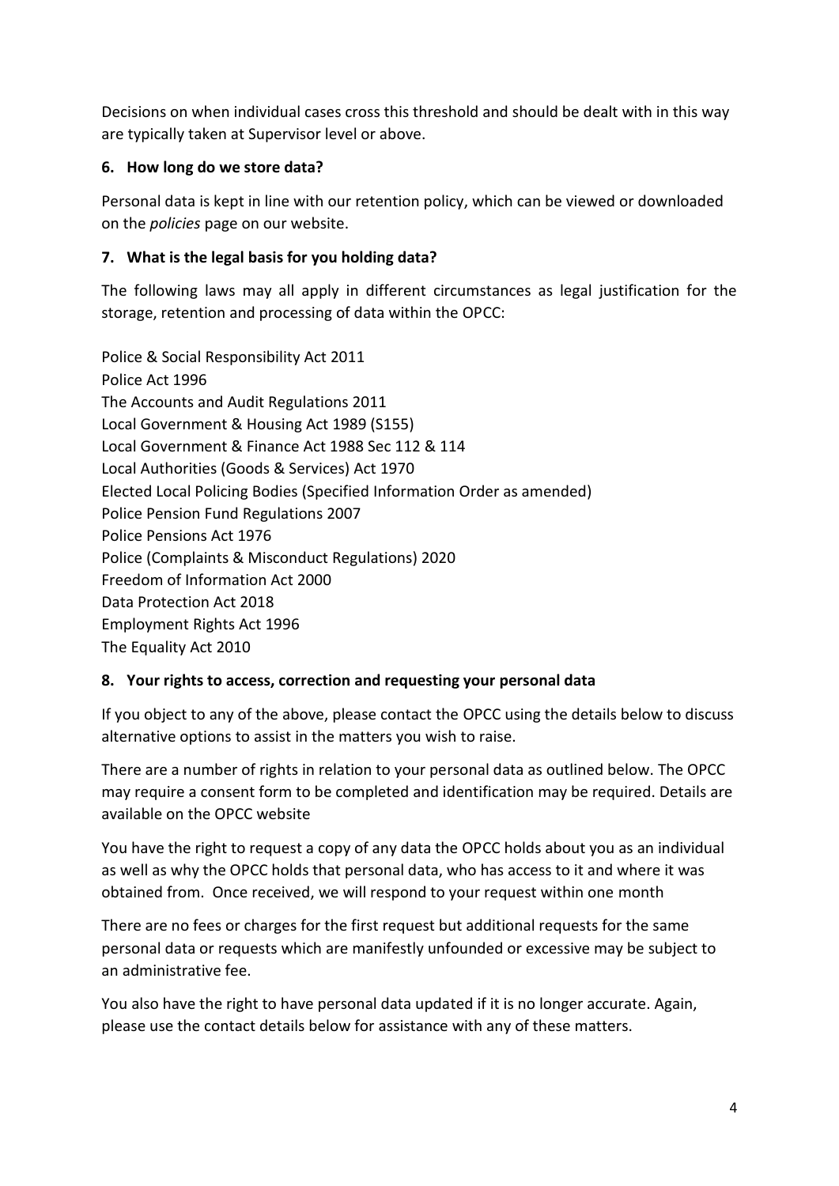Decisions on when individual cases cross this threshold and should be dealt with in this way are typically taken at Supervisor level or above.

## 6. How long do we store data?

Personal data is kept in line with our retention policy, which can be viewed or downloaded on the *policies* page on our website.

## 7. What is the legal basis for you holding data?

The following laws may all apply in different circumstances as legal justification for the storage, retention and processing of data within the OPCC:

Police & Social Responsibility Act 2011
Police Act 1996
The Accounts and Audit Regulations 2011
Local Government & Housing Act 1989 (S155)
Local Government & Finance Act 1988 Sec 112 & 114
Local Authorities (Goods & Services) Act 1970
Elected Local Policing Bodies (Specified Information Order as amended)
Police Pension Fund Regulations 2007
Police Pensions Act 1976
Police (Complaints & Misconduct Regulations) 2020
Freedom of Information Act 2000
Data Protection Act 2018
Employment Rights Act 1996
The Equality Act 2010

## 8. Your rights to access, correction and requesting your personal data

If you object to any of the above, please contact the OPCC using the details below to discuss alternative options to assist in the matters you wish to raise.

There are a number of rights in relation to your personal data as outlined below. The OPCC may require a consent form to be completed and identification may be required. Details are available on the OPCC website

You have the right to request a copy of any data the OPCC holds about you as an individual as well as why the OPCC holds that personal data, who has access to it and where it was obtained from. Once received, we will respond to your request within one month

There are no fees or charges for the first request but additional requests for the same personal data or requests which are manifestly unfounded or excessive may be subject to an administrative fee.

You also have the right to have personal data updated if it is no longer accurate. Again, please use the contact details below for assistance with any of these matters.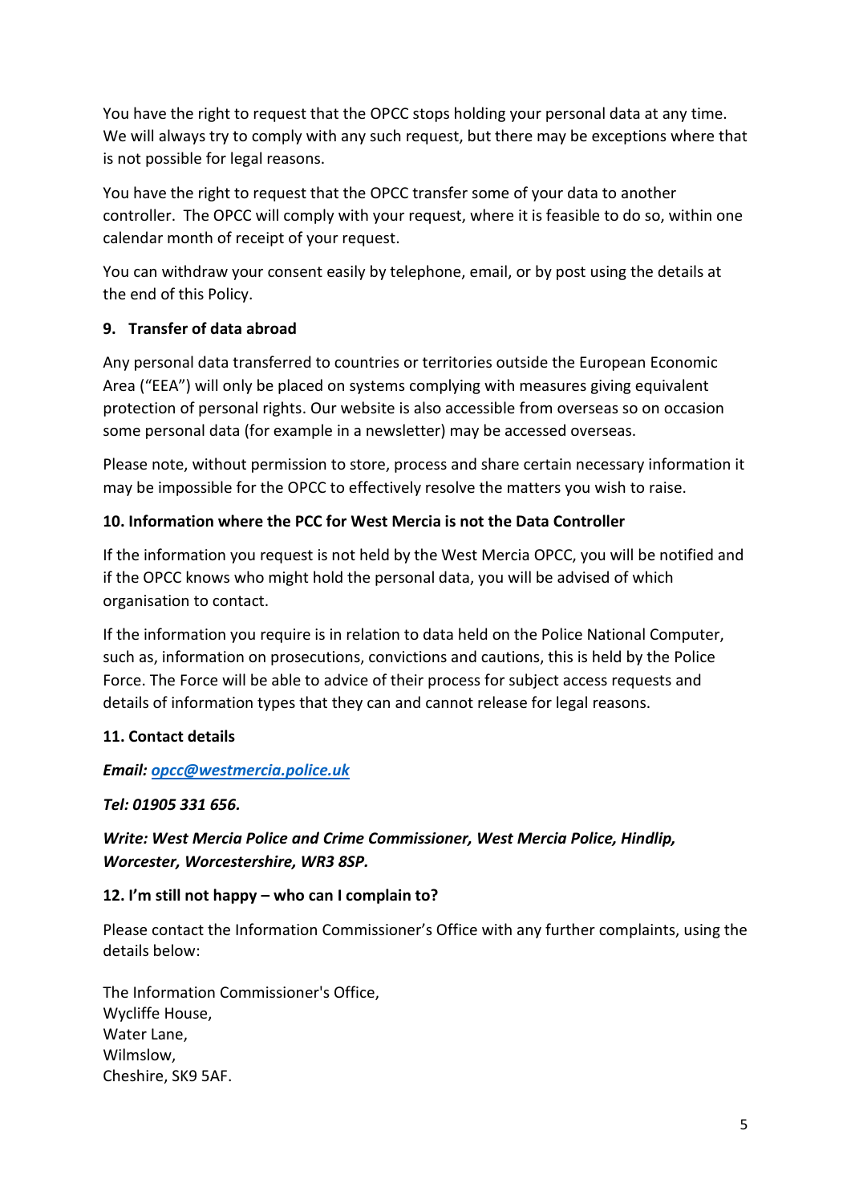You have the right to request that the OPCC stops holding your personal data at any time. We will always try to comply with any such request, but there may be exceptions where that is not possible for legal reasons.

You have the right to request that the OPCC transfer some of your data to another controller. The OPCC will comply with your request, where it is feasible to do so, within one calendar month of receipt of your request.

You can withdraw your consent easily by telephone, email, or by post using the details at the end of this Policy.

## 9. Transfer of data abroad

Any personal data transferred to countries or territories outside the European Economic Area ("EEA") will only be placed on systems complying with measures giving equivalent protection of personal rights. Our website is also accessible from overseas so on occasion some personal data (for example in a newsletter) may be accessed overseas.

Please note, without permission to store, process and share certain necessary information it may be impossible for the OPCC to effectively resolve the matters you wish to raise.

## 10. Information where the PCC for West Mercia is not the Data Controller

If the information you request is not held by the West Mercia OPCC, you will be notified and if the OPCC knows who might hold the personal data, you will be advised of which organisation to contact.

If the information you require is in relation to data held on the Police National Computer, such as, information on prosecutions, convictions and cautions, this is held by the Police Force. The Force will be able to advice of their process for subject access requests and details of information types that they can and cannot release for legal reasons.

## 11. Contact details

***Email: opcc@westmercia.police.uk***

***Tel: 01905 331 656.***

***Write: West Mercia Police and Crime Commissioner, West Mercia Police, Hindlip, Worcester, Worcestershire, WR3 8SP.***

## 12. I'm still not happy – who can I complain to?

Please contact the Information Commissioner's Office with any further complaints, using the details below:

The Information Commissioner's Office,  
Wycliffe House,  
Water Lane,  
Wilmslow,  
Cheshire, SK9 5AF.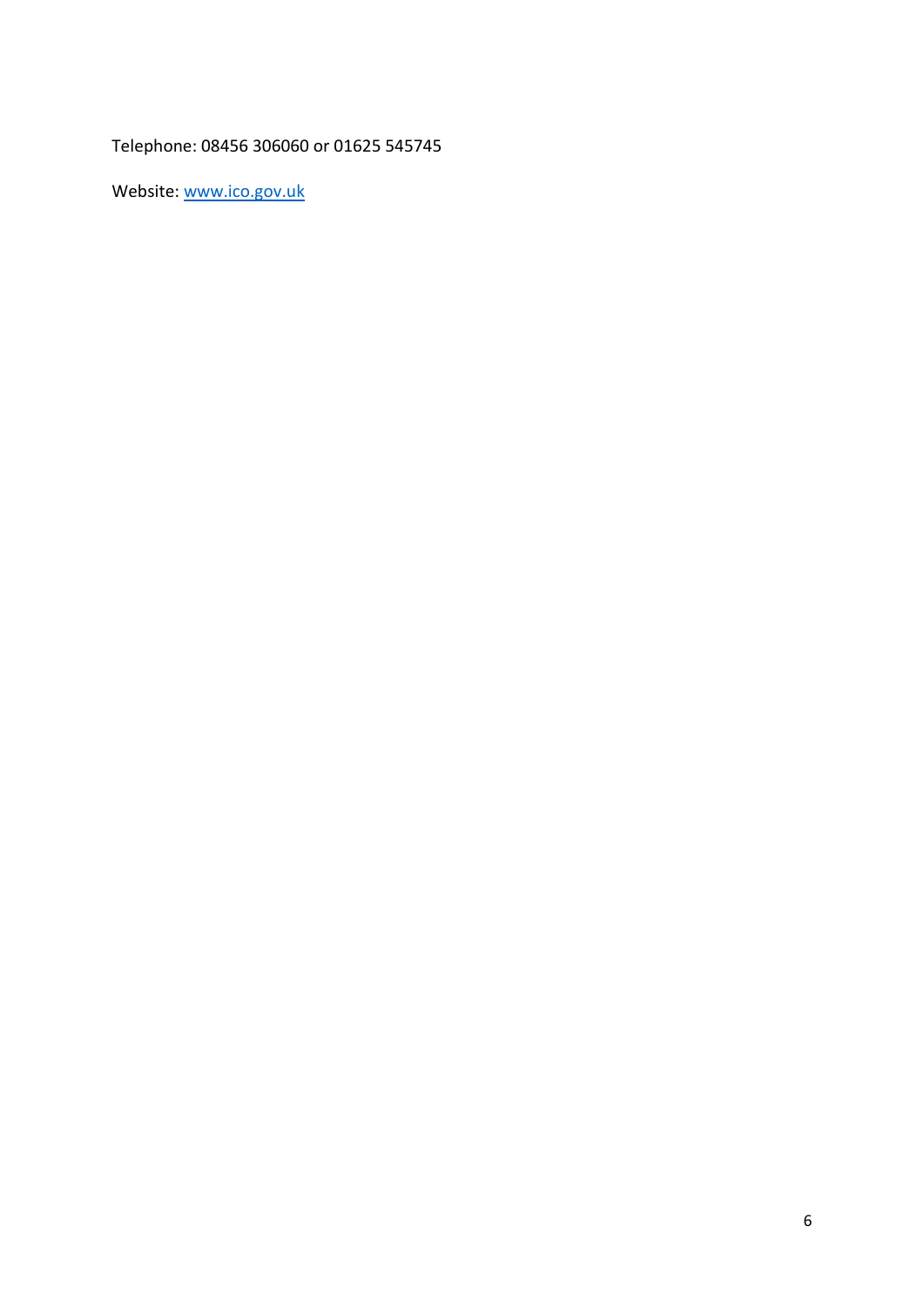Telephone: 08456 306060 or 01625 545745

Website: [www.ico.gov.uk](http://www.ico.gov.uk)